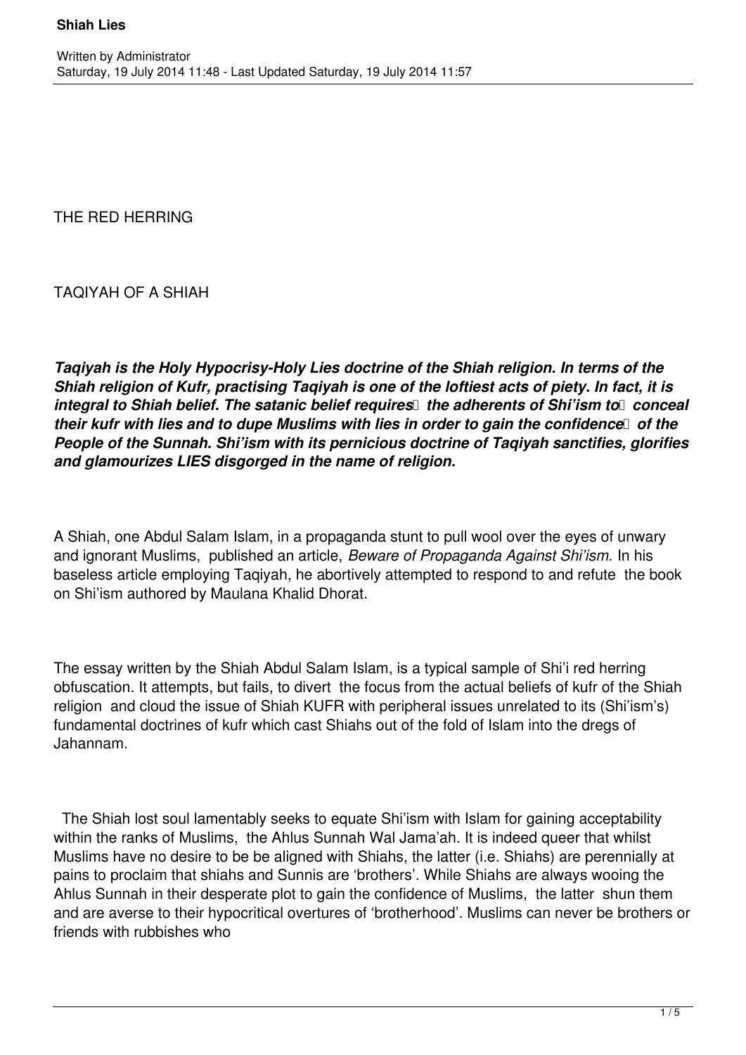THE RED HERRING

TAQIYAH OF A SHIAH

***Taqiyah is the Holy Hypocrisy-Holy Lies doctrine of the Shiah religion. In terms of the Shiah religion of Kufr, practising Taqiyah is one of the loftiest acts of piety. In fact, it is integral to Shiah belief. The satanic belief requires the adherents of Shi'ism to conceal their kufr with lies and to dupe Muslims with lies in order to gain the confidence of the People of the Sunnah. Shi'ism with its pernicious doctrine of Taqiyah sanctifies, glorifies and glamourizes LIES disgorged in the name of religion.***

A Shiah, one Abdul Salam Islam, in a propaganda stunt to pull wool over the eyes of unwary and ignorant Muslims, published an article, *Beware of Propaganda Against Shi'ism.* In his baseless article employing Taqiyah, he abortively attempted to respond to and refute the book on Shi'ism authored by Maulana Khalid Dhorat.

The essay written by the Shiah Abdul Salam Islam, is a typical sample of Shi'i red herring obfuscation. It attempts, but fails, to divert the focus from the actual beliefs of kufr of the Shiah religion and cloud the issue of Shiah KUFR with peripheral issues unrelated to its (Shi'ism's) fundamental doctrines of kufr which cast Shiahs out of the fold of Islam into the dregs of Jahannam.

The Shiah lost soul lamentably seeks to equate Shi'ism with Islam for gaining acceptability within the ranks of Muslims, the Ahlus Sunnah Wal Jama'ah. It is indeed queer that whilst Muslims have no desire to be be aligned with Shiahs, the latter (i.e. Shiahs) are perennially at pains to proclaim that shiahs and Sunnis are 'brothers'. While Shiahs are always wooing the Ahlus Sunnah in their desperate plot to gain the confidence of Muslims, the latter shun them and are averse to their hypocritical overtures of 'brotherhood'. Muslims can never be brothers or friends with rubbishes who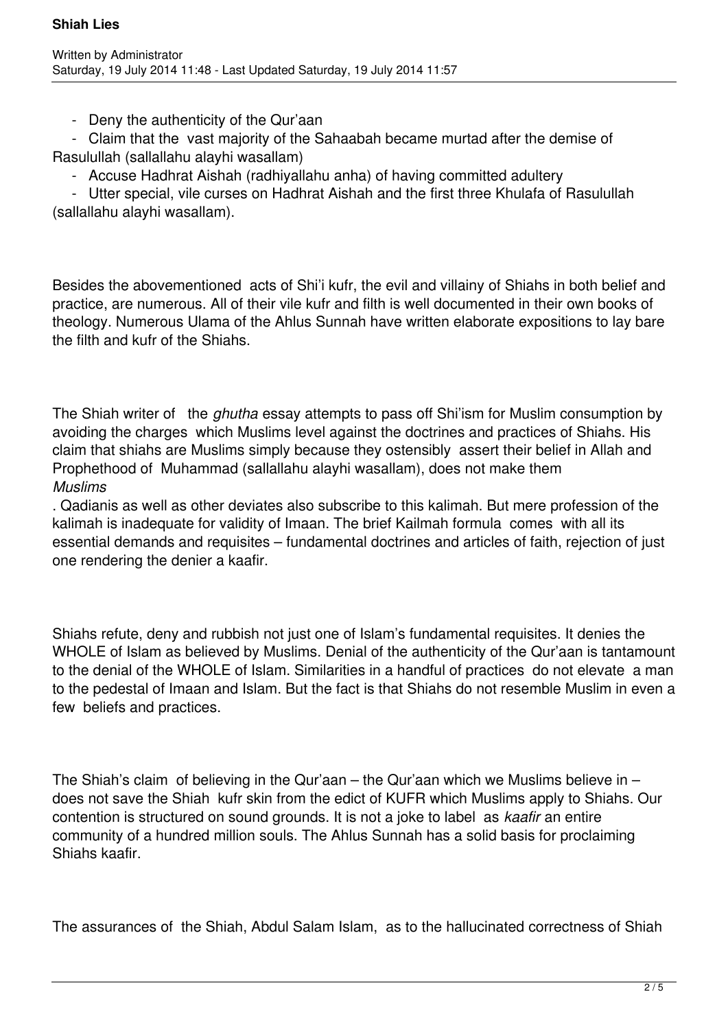- Deny the authenticity of the Qur'aan
- Claim that the vast majority of the Sahaabah became murtad after the demise of Rasulullah (sallallahu alayhi wasallam)
- Accuse Hadhrat Aishah (radhiyallahu anha) of having committed adultery
- Utter special, vile curses on Hadhrat Aishah and the first three Khulafa of Rasulullah (sallallahu alayhi wasallam).

Besides the abovementioned acts of Shi'i kufr, the evil and villainy of Shiahs in both belief and practice, are numerous. All of their vile kufr and filth is well documented in their own books of theology. Numerous Ulama of the Ahlus Sunnah have written elaborate expositions to lay bare the filth and kufr of the Shiahs.

The Shiah writer of the *ghutha* essay attempts to pass off Shi'ism for Muslim consumption by avoiding the charges which Muslims level against the doctrines and practices of Shiahs. His claim that shiahs are Muslims simply because they ostensibly assert their belief in Allah and Prophethood of Muhammad (sallallahu alayhi wasallam), does not make them *Muslims*. Qadianis as well as other deviates also subscribe to this kalimah. But mere profession of the kalimah is inadequate for validity of Imaan. The brief Kailmah formula comes with all its essential demands and requisites – fundamental doctrines and articles of faith, rejection of just one rendering the denier a kaafir.

Shiahs refute, deny and rubbish not just one of Islam's fundamental requisites. It denies the WHOLE of Islam as believed by Muslims. Denial of the authenticity of the Qur'aan is tantamount to the denial of the WHOLE of Islam. Similarities in a handful of practices do not elevate a man to the pedestal of Imaan and Islam. But the fact is that Shiahs do not resemble Muslim in even a few beliefs and practices.

The Shiah's claim of believing in the Qur'aan – the Qur'aan which we Muslims believe in – does not save the Shiah kufr skin from the edict of KUFR which Muslims apply to Shiahs. Our contention is structured on sound grounds. It is not a joke to label as *kaafir* an entire community of a hundred million souls. The Ahlus Sunnah has a solid basis for proclaiming Shiahs kaafir.

The assurances of the Shiah, Abdul Salam Islam, as to the hallucinated correctness of Shiah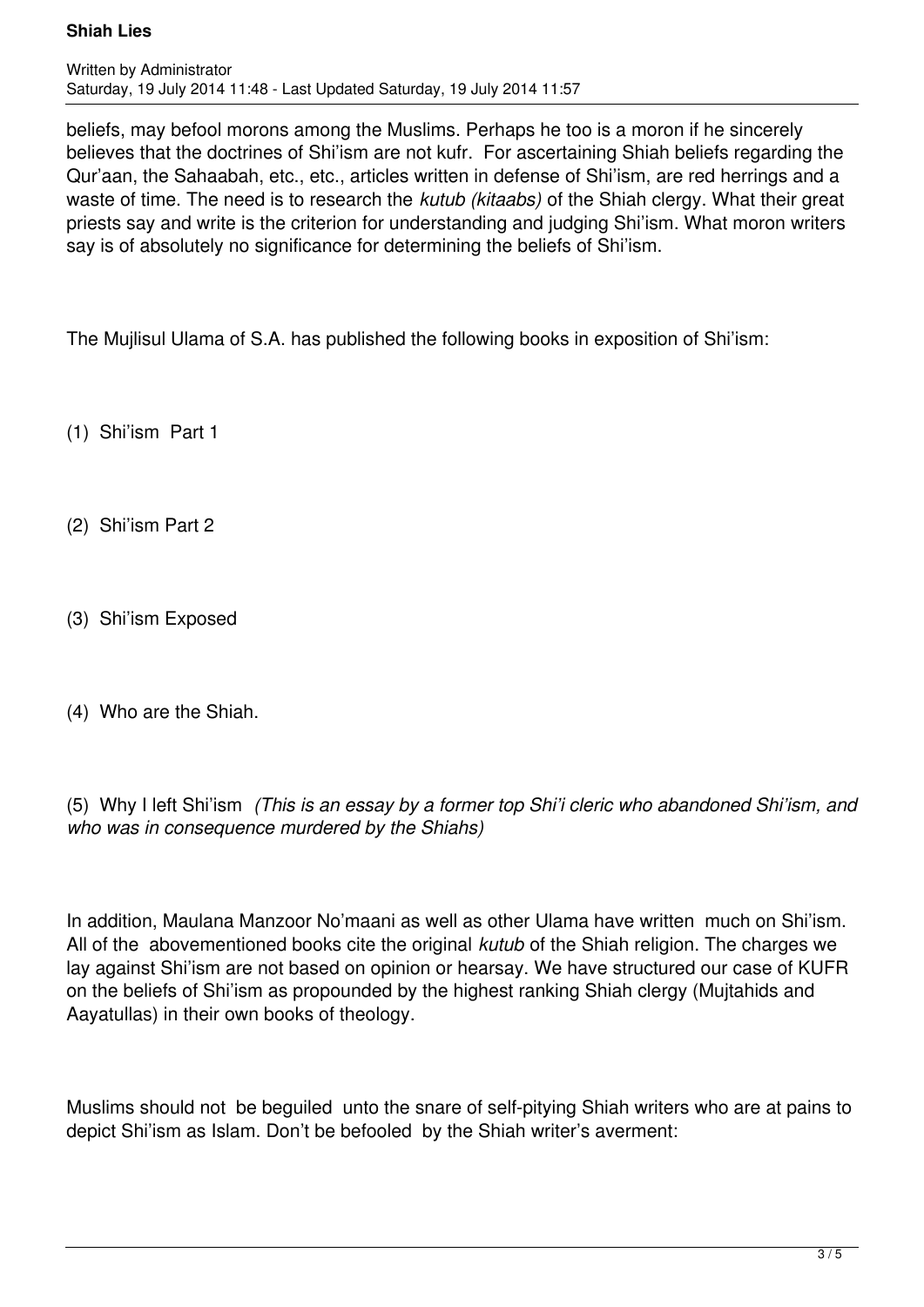beliefs, may befool morons among the Muslims. Perhaps he too is a moron if he sincerely believes that the doctrines of Shi'ism are not kufr. For ascertaining Shiah beliefs regarding the Qur'aan, the Sahaabah, etc., etc., articles written in defense of Shi'ism, are red herrings and a waste of time. The need is to research the *kutub (kitaabs)* of the Shiah clergy. What their great priests say and write is the criterion for understanding and judging Shi'ism. What moron writers say is of absolutely no significance for determining the beliefs of Shi'ism.

The Mujlisul Ulama of S.A. has published the following books in exposition of Shi'ism:

(1) Shi'ism Part 1

(2) Shi'ism Part 2

(3) Shi'ism Exposed

(4) Who are the Shiah.

(5) Why I left Shi'ism *(This is an essay by a former top Shi'i cleric who abandoned Shi'ism, and who was in consequence murdered by the Shiahs)*

In addition, Maulana Manzoor No'maani as well as other Ulama have written much on Shi'ism. All of the abovementioned books cite the original *kutub* of the Shiah religion. The charges we lay against Shi'ism are not based on opinion or hearsay. We have structured our case of KUFR on the beliefs of Shi'ism as propounded by the highest ranking Shiah clergy (Mujtahids and Aayatullas) in their own books of theology.

Muslims should not be beguiled unto the snare of self-pitying Shiah writers who are at pains to depict Shi'ism as Islam. Don't be befooled by the Shiah writer's averment: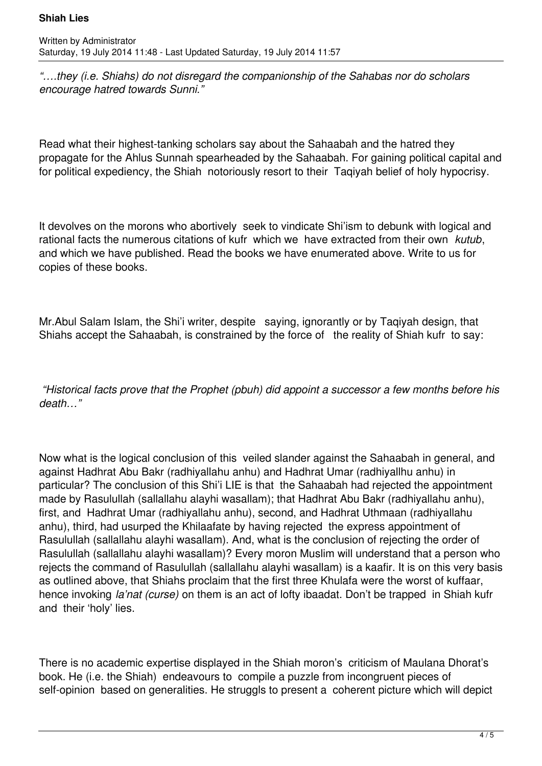*"….they (i.e. Shiahs) do not disregard the companionship of the Sahabas nor do scholars encourage hatred towards Sunni."*

Read what their highest-tanking scholars say about the Sahaabah and the hatred they propagate for the Ahlus Sunnah spearheaded by the Sahaabah. For gaining political capital and for political expediency, the Shiah notoriously resort to their Taqiyah belief of holy hypocrisy.

It devolves on the morons who abortively seek to vindicate Shi'ism to debunk with logical and rational facts the numerous citations of kufr which we have extracted from their own *kutub*, and which we have published. Read the books we have enumerated above. Write to us for copies of these books.

Mr.Abul Salam Islam, the Shi'i writer, despite saying, ignorantly or by Taqiyah design, that Shiahs accept the Sahaabah, is constrained by the force of the reality of Shiah kufr to say:

*"Historical facts prove that the Prophet (pbuh) did appoint a successor a few months before his death…"*

Now what is the logical conclusion of this veiled slander against the Sahaabah in general, and against Hadhrat Abu Bakr (radhiyallahu anhu) and Hadhrat Umar (radhiyallhu anhu) in particular? The conclusion of this Shi'i LIE is that the Sahaabah had rejected the appointment made by Rasulullah (sallallahu alayhi wasallam); that Hadhrat Abu Bakr (radhiyallahu anhu), first, and Hadhrat Umar (radhiyallahu anhu), second, and Hadhrat Uthmaan (radhiyallahu anhu), third, had usurped the Khilaafate by having rejected the express appointment of Rasulullah (sallallahu alayhi wasallam). And, what is the conclusion of rejecting the order of Rasulullah (sallallahu alayhi wasallam)? Every moron Muslim will understand that a person who rejects the command of Rasulullah (sallallahu alayhi wasallam) is a kaafir. It is on this very basis as outlined above, that Shiahs proclaim that the first three Khulafa were the worst of kuffaar, hence invoking *la'nat (curse)* on them is an act of lofty ibaadat. Don't be trapped in Shiah kufr and their 'holy' lies.

There is no academic expertise displayed in the Shiah moron's criticism of Maulana Dhorat's book. He (i.e. the Shiah) endeavours to compile a puzzle from incongruent pieces of self-opinion based on generalities. He struggls to present a coherent picture which will depict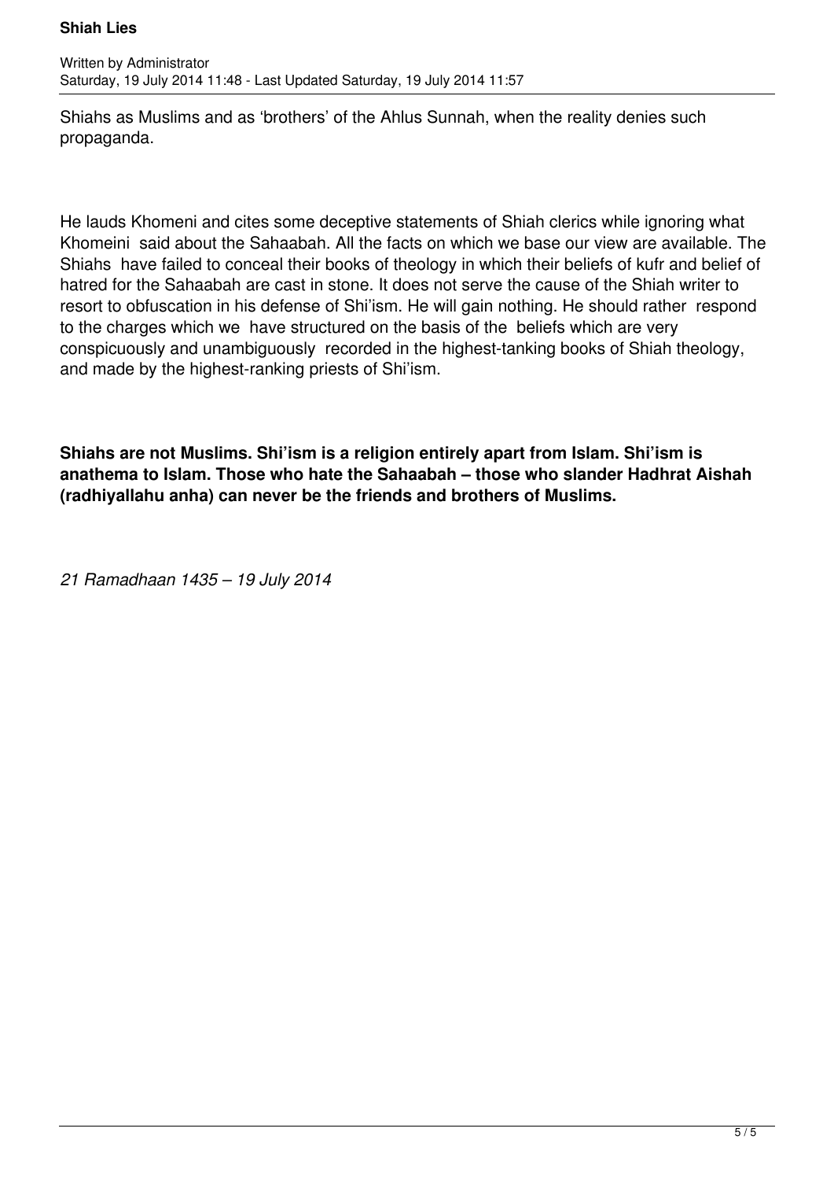Shiahs as Muslims and as 'brothers' of the Ahlus Sunnah, when the reality denies such propaganda.

He lauds Khomeni and cites some deceptive statements of Shiah clerics while ignoring what Khomeini said about the Sahaabah. All the facts on which we base our view are available. The Shiahs have failed to conceal their books of theology in which their beliefs of kufr and belief of hatred for the Sahaabah are cast in stone. It does not serve the cause of the Shiah writer to resort to obfuscation in his defense of Shi'ism. He will gain nothing. He should rather respond to the charges which we have structured on the basis of the beliefs which are very conspicuously and unambiguously recorded in the highest-tanking books of Shiah theology, and made by the highest-ranking priests of Shi'ism.

**Shiahs are not Muslims. Shi'ism is a religion entirely apart from Islam. Shi'ism is anathema to Islam. Those who hate the Sahaabah – those who slander Hadhrat Aishah (radhiyallahu anha) can never be the friends and brothers of Muslims.**

*21 Ramadhaan 1435 – 19 July 2014*